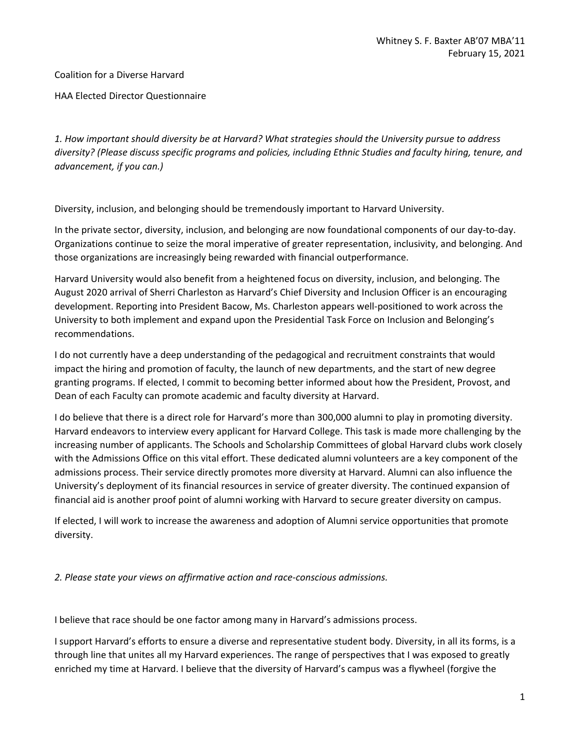Whitney S. F. Baxter AB'07 MBA'11
February 15, 2021

Coalition for a Diverse Harvard

HAA Elected Director Questionnaire

*1. How important should diversity be at Harvard? What strategies should the University pursue to address diversity? (Please discuss specific programs and policies, including Ethnic Studies and faculty hiring, tenure, and advancement, if you can.)*

Diversity, inclusion, and belonging should be tremendously important to Harvard University.

In the private sector, diversity, inclusion, and belonging are now foundational components of our day-to-day. Organizations continue to seize the moral imperative of greater representation, inclusivity, and belonging. And those organizations are increasingly being rewarded with financial outperformance.

Harvard University would also benefit from a heightened focus on diversity, inclusion, and belonging. The August 2020 arrival of Sherri Charleston as Harvard's Chief Diversity and Inclusion Officer is an encouraging development. Reporting into President Bacow, Ms. Charleston appears well-positioned to work across the University to both implement and expand upon the Presidential Task Force on Inclusion and Belonging's recommendations.

I do not currently have a deep understanding of the pedagogical and recruitment constraints that would impact the hiring and promotion of faculty, the launch of new departments, and the start of new degree granting programs. If elected, I commit to becoming better informed about how the President, Provost, and Dean of each Faculty can promote academic and faculty diversity at Harvard.

I do believe that there is a direct role for Harvard's more than 300,000 alumni to play in promoting diversity. Harvard endeavors to interview every applicant for Harvard College. This task is made more challenging by the increasing number of applicants. The Schools and Scholarship Committees of global Harvard clubs work closely with the Admissions Office on this vital effort. These dedicated alumni volunteers are a key component of the admissions process. Their service directly promotes more diversity at Harvard. Alumni can also influence the University's deployment of its financial resources in service of greater diversity. The continued expansion of financial aid is another proof point of alumni working with Harvard to secure greater diversity on campus.

If elected, I will work to increase the awareness and adoption of Alumni service opportunities that promote diversity.

*2. Please state your views on affirmative action and race-conscious admissions.*

I believe that race should be one factor among many in Harvard's admissions process.

I support Harvard's efforts to ensure a diverse and representative student body. Diversity, in all its forms, is a through line that unites all my Harvard experiences. The range of perspectives that I was exposed to greatly enriched my time at Harvard. I believe that the diversity of Harvard's campus was a flywheel (forgive the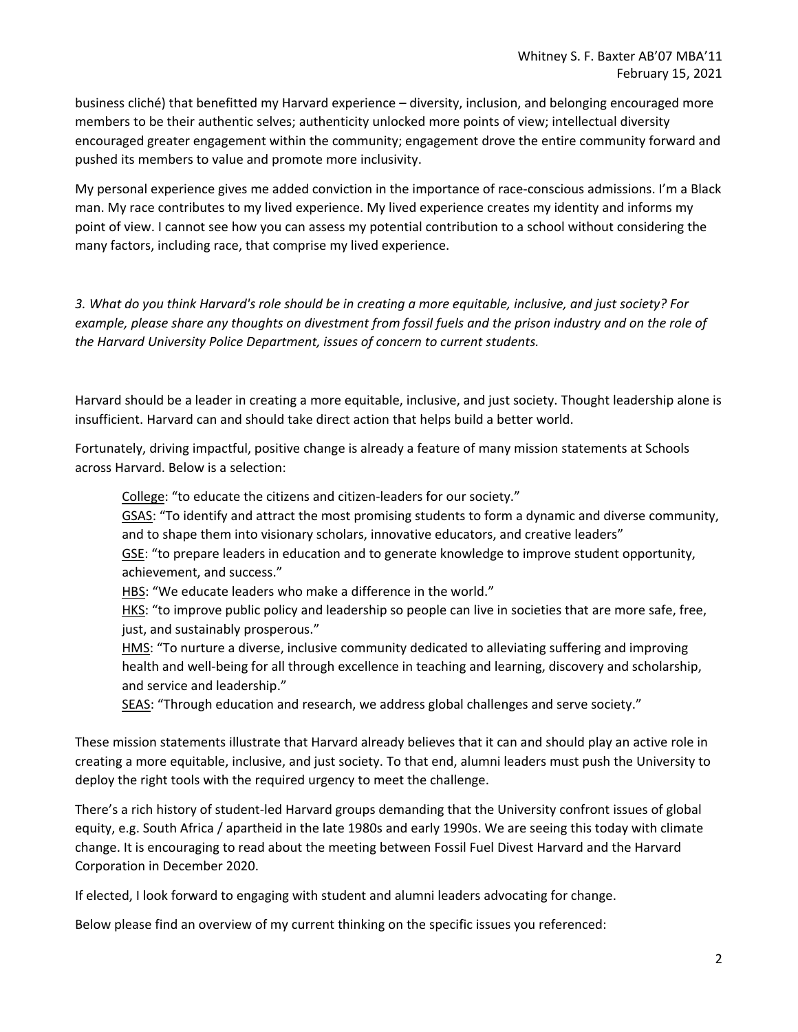business cliché) that benefitted my Harvard experience – diversity, inclusion, and belonging encouraged more members to be their authentic selves; authenticity unlocked more points of view; intellectual diversity encouraged greater engagement within the community; engagement drove the entire community forward and pushed its members to value and promote more inclusivity.

My personal experience gives me added conviction in the importance of race-conscious admissions. I'm a Black man. My race contributes to my lived experience. My lived experience creates my identity and informs my point of view. I cannot see how you can assess my potential contribution to a school without considering the many factors, including race, that comprise my lived experience.

*3. What do you think Harvard's role should be in creating a more equitable, inclusive, and just society? For example, please share any thoughts on divestment from fossil fuels and the prison industry and on the role of the Harvard University Police Department, issues of concern to current students.*

Harvard should be a leader in creating a more equitable, inclusive, and just society. Thought leadership alone is insufficient. Harvard can and should take direct action that helps build a better world.

Fortunately, driving impactful, positive change is already a feature of many mission statements at Schools across Harvard. Below is a selection:

> <u>College</u>: "to educate the citizens and citizen-leaders for our society."
> <u>GSAS</u>: "To identify and attract the most promising students to form a dynamic and diverse community, and to shape them into visionary scholars, innovative educators, and creative leaders"
> <u>GSE</u>: "to prepare leaders in education and to generate knowledge to improve student opportunity, achievement, and success."
> <u>HBS</u>: "We educate leaders who make a difference in the world."
> <u>HKS</u>: "to improve public policy and leadership so people can live in societies that are more safe, free, just, and sustainably prosperous."
> <u>HMS</u>: "To nurture a diverse, inclusive community dedicated to alleviating suffering and improving health and well-being for all through excellence in teaching and learning, discovery and scholarship, and service and leadership."
> <u>SEAS</u>: "Through education and research, we address global challenges and serve society."

These mission statements illustrate that Harvard already believes that it can and should play an active role in creating a more equitable, inclusive, and just society. To that end, alumni leaders must push the University to deploy the right tools with the required urgency to meet the challenge.

There's a rich history of student-led Harvard groups demanding that the University confront issues of global equity, e.g. South Africa / apartheid in the late 1980s and early 1990s. We are seeing this today with climate change. It is encouraging to read about the meeting between Fossil Fuel Divest Harvard and the Harvard Corporation in December 2020.

If elected, I look forward to engaging with student and alumni leaders advocating for change.

Below please find an overview of my current thinking on the specific issues you referenced: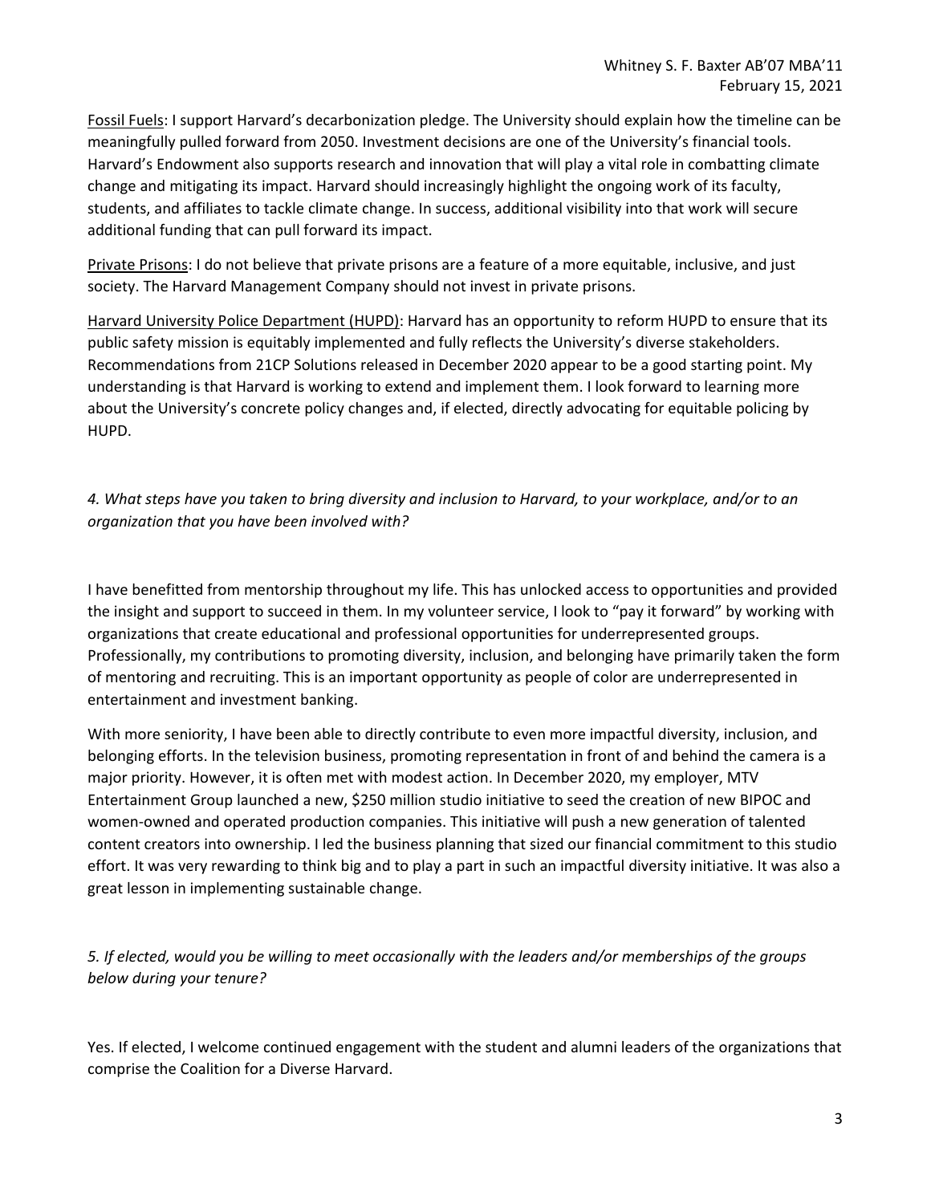Fossil Fuels: I support Harvard's decarbonization pledge. The University should explain how the timeline can be meaningfully pulled forward from 2050. Investment decisions are one of the University's financial tools. Harvard's Endowment also supports research and innovation that will play a vital role in combatting climate change and mitigating its impact. Harvard should increasingly highlight the ongoing work of its faculty, students, and affiliates to tackle climate change. In success, additional visibility into that work will secure additional funding that can pull forward its impact.

Private Prisons: I do not believe that private prisons are a feature of a more equitable, inclusive, and just society. The Harvard Management Company should not invest in private prisons.

Harvard University Police Department (HUPD): Harvard has an opportunity to reform HUPD to ensure that its public safety mission is equitably implemented and fully reflects the University's diverse stakeholders. Recommendations from 21CP Solutions released in December 2020 appear to be a good starting point. My understanding is that Harvard is working to extend and implement them. I look forward to learning more about the University's concrete policy changes and, if elected, directly advocating for equitable policing by HUPD.

*4. What steps have you taken to bring diversity and inclusion to Harvard, to your workplace, and/or to an organization that you have been involved with?*

I have benefitted from mentorship throughout my life. This has unlocked access to opportunities and provided the insight and support to succeed in them. In my volunteer service, I look to "pay it forward" by working with organizations that create educational and professional opportunities for underrepresented groups. Professionally, my contributions to promoting diversity, inclusion, and belonging have primarily taken the form of mentoring and recruiting. This is an important opportunity as people of color are underrepresented in entertainment and investment banking.

With more seniority, I have been able to directly contribute to even more impactful diversity, inclusion, and belonging efforts. In the television business, promoting representation in front of and behind the camera is a major priority. However, it is often met with modest action. In December 2020, my employer, MTV Entertainment Group launched a new, $250 million studio initiative to seed the creation of new BIPOC and women-owned and operated production companies. This initiative will push a new generation of talented content creators into ownership. I led the business planning that sized our financial commitment to this studio effort. It was very rewarding to think big and to play a part in such an impactful diversity initiative. It was also a great lesson in implementing sustainable change.

*5. If elected, would you be willing to meet occasionally with the leaders and/or memberships of the groups below during your tenure?*

Yes. If elected, I welcome continued engagement with the student and alumni leaders of the organizations that comprise the Coalition for a Diverse Harvard.